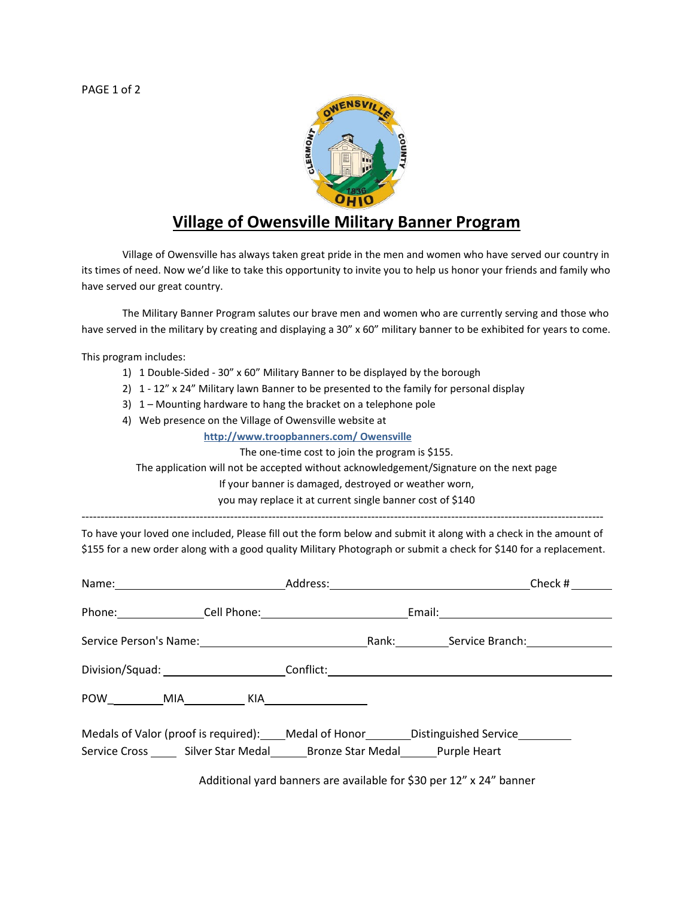# Village of Owensville Military Banner Program

Village of Owensville has always taken great pride in the men and women who have served our country in its times of need. Now we'd like to take this opportunity to invite you to help us honor your friends and family who have served our great country.

The Military Banner Program salutes our brave men and women who are currently serving and those who have served in the military by creating and displaying a 30" x 60" military banner to be exhibited for years to come.

This program includes:

1) 1 Double-Sided - 30" x 60" Military Banner to be displayed by the borough
2) 1 - 12" x 24" Military lawn Banner to be presented to the family for personal display
3) 1 – Mounting hardware to hang the bracket on a telephone pole
4) Web presence on the Village of Owensville website at

**http://www.troopbanners.com/ Owensville**

The one-time cost to join the program is $155.

The application will not be accepted without acknowledgement/Signature on the next page

If your banner is damaged, destroyed or weather worn,

you may replace it at current single banner cost of $140

---

To have your loved one included, Please fill out the form below and submit it along with a check in the amount of $155 for a new order along with a good quality Military Photograph or submit a check for $140 for a replacement.

Name:_______________ Address:_______________ Check #_______

Phone:_______ Cell Phone:_______________ Email:_______________

Service Person's Name:_______________ Rank:_______ Service Branch:_______

Division/Squad:_______________ Conflict:_______________

POW_______ MIA_______ KIA_______

Medals of Valor (proof is required):____Medal of Honor_______Distinguished Service_______ Service Cross _____ Silver Star Medal______Bronze Star Medal______Purple Heart

Additional yard banners are available for $30 per 12" x 24" banner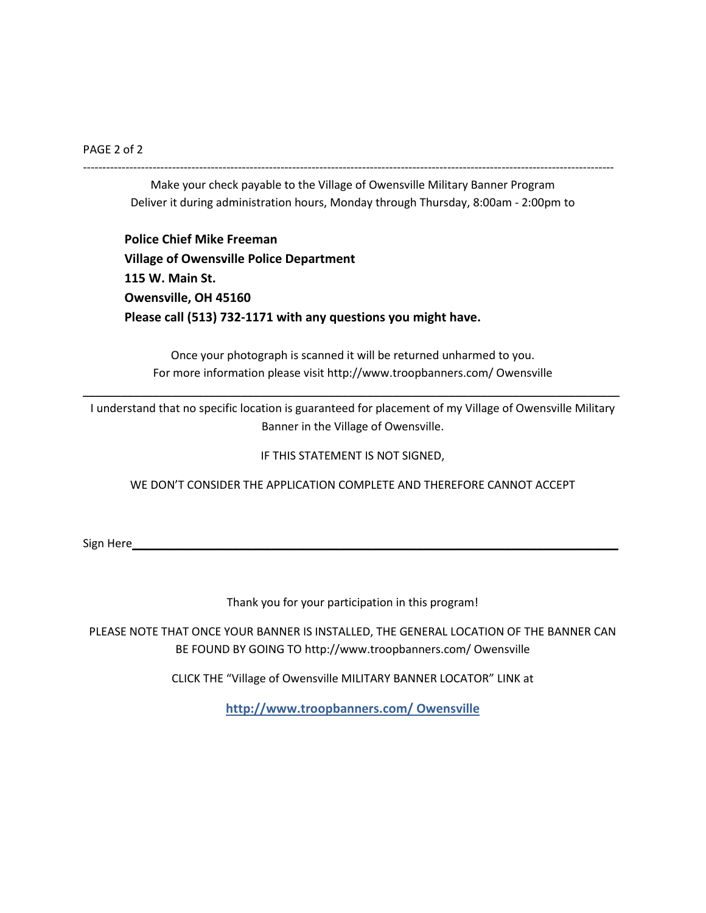Make your check payable to the Village of Owensville Military Banner Program
Deliver it during administration hours, Monday through Thursday, 8:00am - 2:00pm to

**Police Chief Mike Freeman**
**Village of Owensville Police Department**
**115 W. Main St.**
**Owensville, OH 45160**
**Please call (513) 732-1171 with any questions you might have.**

Once your photograph is scanned it will be returned unharmed to you.
For more information please visit http://www.troopbanners.com/ Owensville

---

I understand that no specific location is guaranteed for placement of my Village of Owensville Military Banner in the Village of Owensville.

IF THIS STATEMENT IS NOT SIGNED,

WE DON'T CONSIDER THE APPLICATION COMPLETE AND THEREFORE CANNOT ACCEPT

Sign Here________________________________________________________________

Thank you for your participation in this program!

PLEASE NOTE THAT ONCE YOUR BANNER IS INSTALLED, THE GENERAL LOCATION OF THE BANNER CAN BE FOUND BY GOING TO http://www.troopbanners.com/ Owensville

CLICK THE "Village of Owensville MILITARY BANNER LOCATOR" LINK at

**http://www.troopbanners.com/ Owensville**